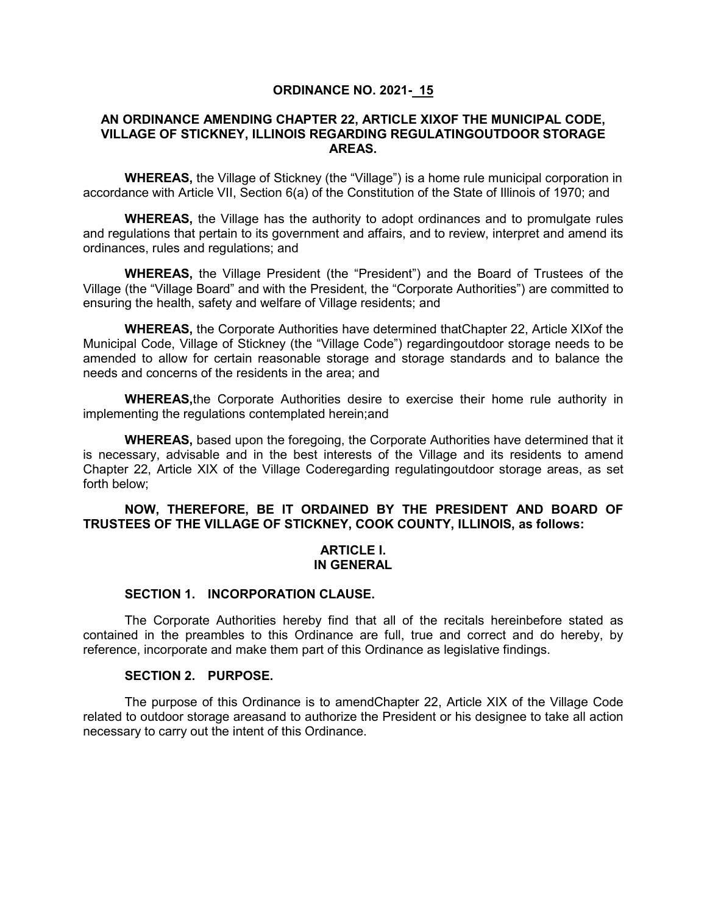**ORDINANCE NO. 2021- 15**

**AN ORDINANCE AMENDING CHAPTER 22, ARTICLE XIXOF THE MUNICIPAL CODE, VILLAGE OF STICKNEY, ILLINOIS REGARDING REGULATINGOUTDOOR STORAGE AREAS.**

**WHEREAS,** the Village of Stickney (the "Village") is a home rule municipal corporation in accordance with Article VII, Section 6(a) of the Constitution of the State of Illinois of 1970; and

**WHEREAS,** the Village has the authority to adopt ordinances and to promulgate rules and regulations that pertain to its government and affairs, and to review, interpret and amend its ordinances, rules and regulations; and

**WHEREAS,** the Village President (the "President") and the Board of Trustees of the Village (the "Village Board" and with the President, the "Corporate Authorities") are committed to ensuring the health, safety and welfare of Village residents; and

**WHEREAS,** the Corporate Authorities have determined thatChapter 22, Article XIXof the Municipal Code, Village of Stickney (the "Village Code") regardingoutdoor storage needs to be amended to allow for certain reasonable storage and storage standards and to balance the needs and concerns of the residents in the area; and

**WHEREAS,**the Corporate Authorities desire to exercise their home rule authority in implementing the regulations contemplated herein;and

**WHEREAS,** based upon the foregoing, the Corporate Authorities have determined that it is necessary, advisable and in the best interests of the Village and its residents to amend Chapter 22, Article XIX of the Village Coderegarding regulatingoutdoor storage areas, as set forth below;

**NOW, THEREFORE, BE IT ORDAINED BY THE PRESIDENT AND BOARD OF TRUSTEES OF THE VILLAGE OF STICKNEY, COOK COUNTY, ILLINOIS, as follows:**

## ARTICLE I.
## IN GENERAL

### SECTION 1. INCORPORATION CLAUSE.

The Corporate Authorities hereby find that all of the recitals hereinbefore stated as contained in the preambles to this Ordinance are full, true and correct and do hereby, by reference, incorporate and make them part of this Ordinance as legislative findings.

### SECTION 2. PURPOSE.

The purpose of this Ordinance is to amendChapter 22, Article XIX of the Village Code related to outdoor storage areasand to authorize the President or his designee to take all action necessary to carry out the intent of this Ordinance.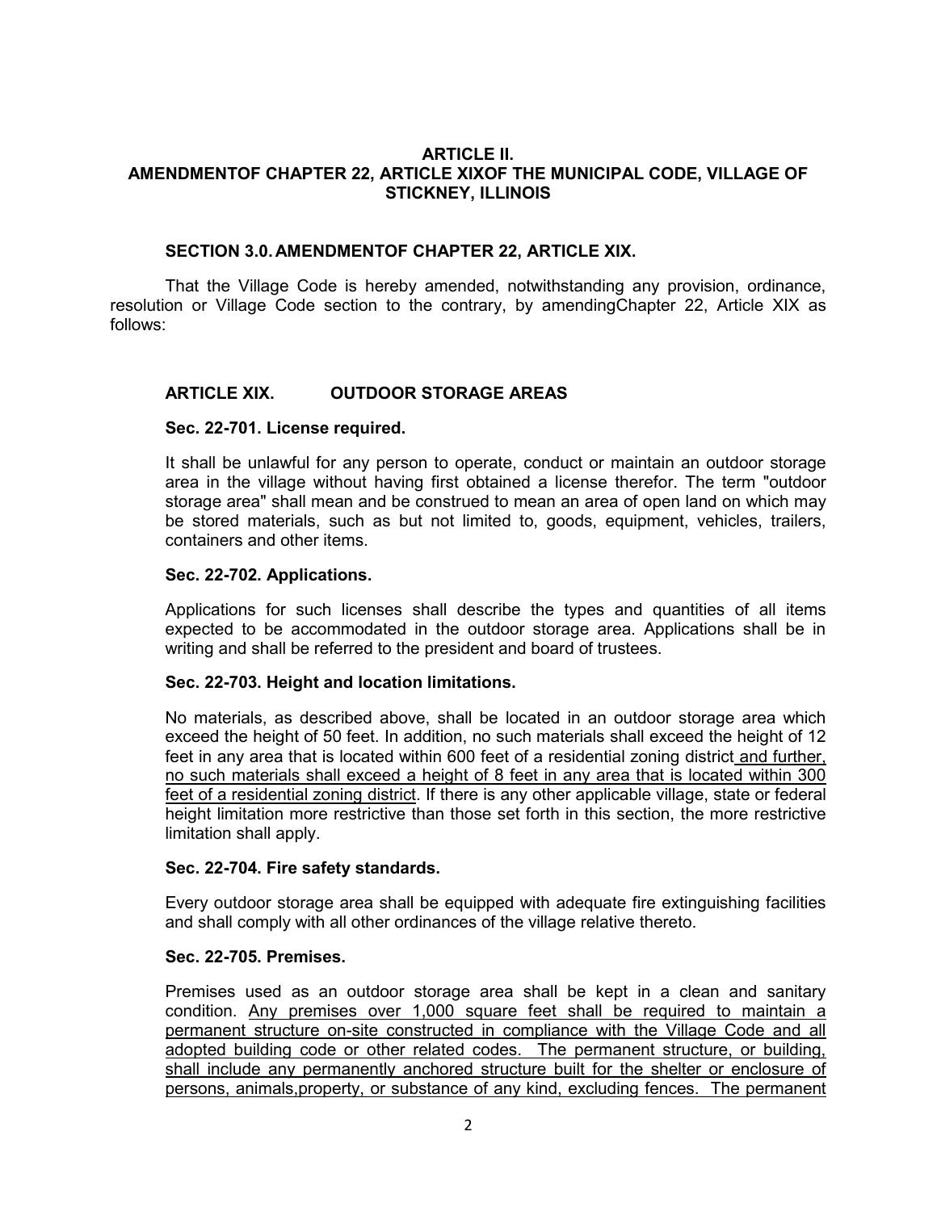**ARTICLE II.**
**AMENDMENTOF CHAPTER 22, ARTICLE XIXOF THE MUNICIPAL CODE, VILLAGE OF STICKNEY, ILLINOIS**

**SECTION 3.0. AMENDMENTOF CHAPTER 22, ARTICLE XIX.**

That the Village Code is hereby amended, notwithstanding any provision, ordinance, resolution or Village Code section to the contrary, by amendingChapter 22, Article XIX as follows:

**ARTICLE XIX. OUTDOOR STORAGE AREAS**

**Sec. 22-701. License required.**

It shall be unlawful for any person to operate, conduct or maintain an outdoor storage area in the village without having first obtained a license therefor. The term "outdoor storage area" shall mean and be construed to mean an area of open land on which may be stored materials, such as but not limited to, goods, equipment, vehicles, trailers, containers and other items.

**Sec. 22-702. Applications.**

Applications for such licenses shall describe the types and quantities of all items expected to be accommodated in the outdoor storage area. Applications shall be in writing and shall be referred to the president and board of trustees.

**Sec. 22-703. Height and location limitations.**

No materials, as described above, shall be located in an outdoor storage area which exceed the height of 50 feet. In addition, no such materials shall exceed the height of 12 feet in any area that is located within 600 feet of a residential zoning district <u>and further, no such materials shall exceed a height of 8 feet in any area that is located within 300 feet of a residential zoning district</u>. If there is any other applicable village, state or federal height limitation more restrictive than those set forth in this section, the more restrictive limitation shall apply.

**Sec. 22-704. Fire safety standards.**

Every outdoor storage area shall be equipped with adequate fire extinguishing facilities and shall comply with all other ordinances of the village relative thereto.

**Sec. 22-705. Premises.**

Premises used as an outdoor storage area shall be kept in a clean and sanitary condition. <u>Any premises over 1,000 square feet shall be required to maintain a permanent structure on-site constructed in compliance with the Village Code and all adopted building code or other related codes. The permanent structure, or building, shall include any permanently anchored structure built for the shelter or enclosure of persons, animals,property, or substance of any kind, excluding fences. The permanent</u>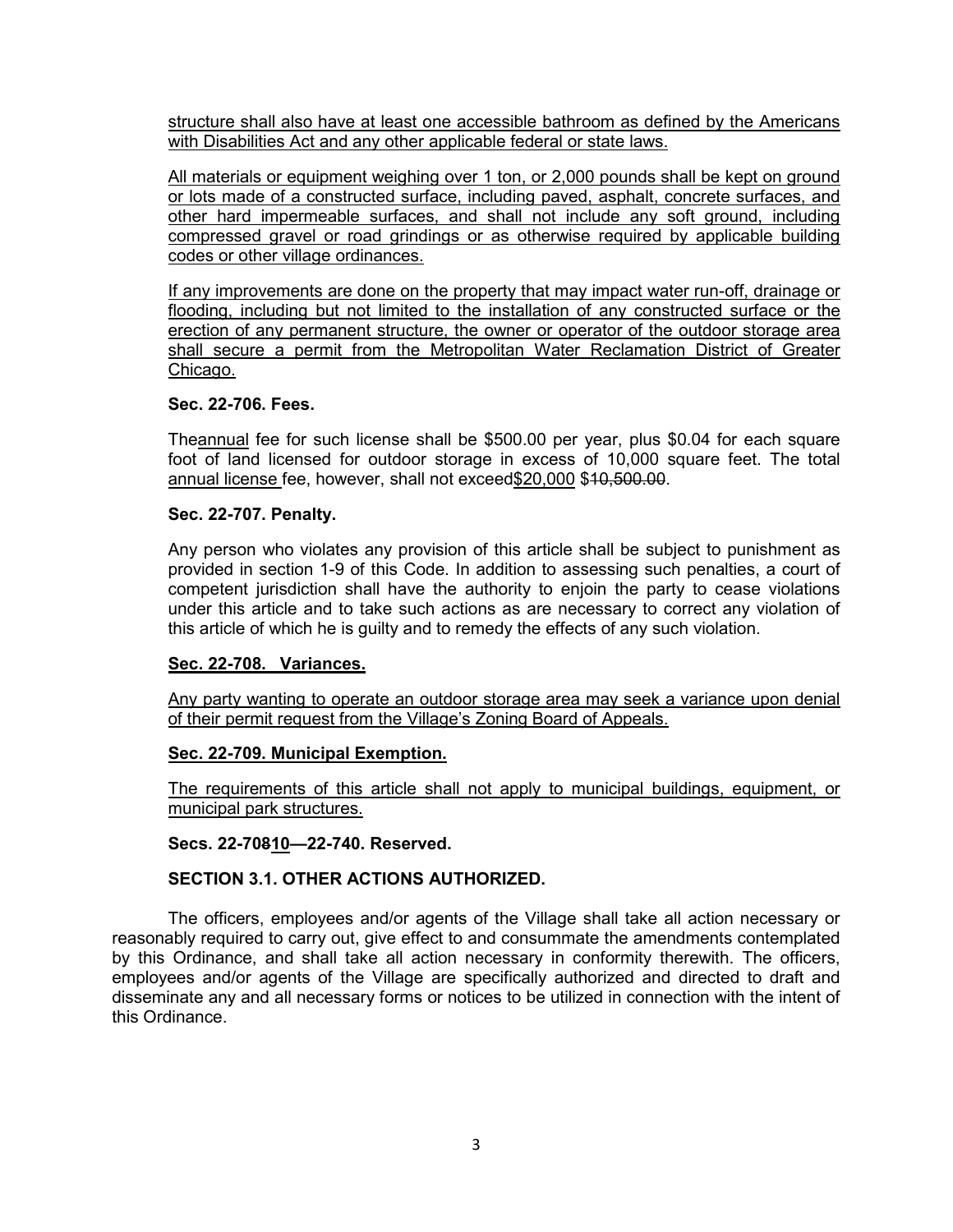structure shall also have at least one accessible bathroom as defined by the Americans with Disabilities Act and any other applicable federal or state laws.

All materials or equipment weighing over 1 ton, or 2,000 pounds shall be kept on ground or lots made of a constructed surface, including paved, asphalt, concrete surfaces, and other hard impermeable surfaces, and shall not include any soft ground, including compressed gravel or road grindings or as otherwise required by applicable building codes or other village ordinances.

If any improvements are done on the property that may impact water run-off, drainage or flooding, including but not limited to the installation of any constructed surface or the erection of any permanent structure, the owner or operator of the outdoor storage area shall secure a permit from the Metropolitan Water Reclamation District of Greater Chicago.

**Sec. 22-706. Fees.**

Theannual fee for such license shall be $500.00 per year, plus $0.04 for each square foot of land licensed for outdoor storage in excess of 10,000 square feet. The total annual license fee, however, shall not exceed$20,000 ~~$10,500.00~~.

**Sec. 22-707. Penalty.**

Any person who violates any provision of this article shall be subject to punishment as provided in section 1-9 of this Code. In addition to assessing such penalties, a court of competent jurisdiction shall have the authority to enjoin the party to cease violations under this article and to take such actions as are necessary to correct any violation of this article of which he is guilty and to remedy the effects of any such violation.

**Sec. 22-708. Variances.**

Any party wanting to operate an outdoor storage area may seek a variance upon denial of their permit request from the Village's Zoning Board of Appeals.

**Sec. 22-709. Municipal Exemption.**

The requirements of this article shall not apply to municipal buildings, equipment, or municipal park structures.

**Secs. 22-70~~8~~10—22-740. Reserved.**

**SECTION 3.1. OTHER ACTIONS AUTHORIZED.**

The officers, employees and/or agents of the Village shall take all action necessary or reasonably required to carry out, give effect to and consummate the amendments contemplated by this Ordinance, and shall take all action necessary in conformity therewith. The officers, employees and/or agents of the Village are specifically authorized and directed to draft and disseminate any and all necessary forms or notices to be utilized in connection with the intent of this Ordinance.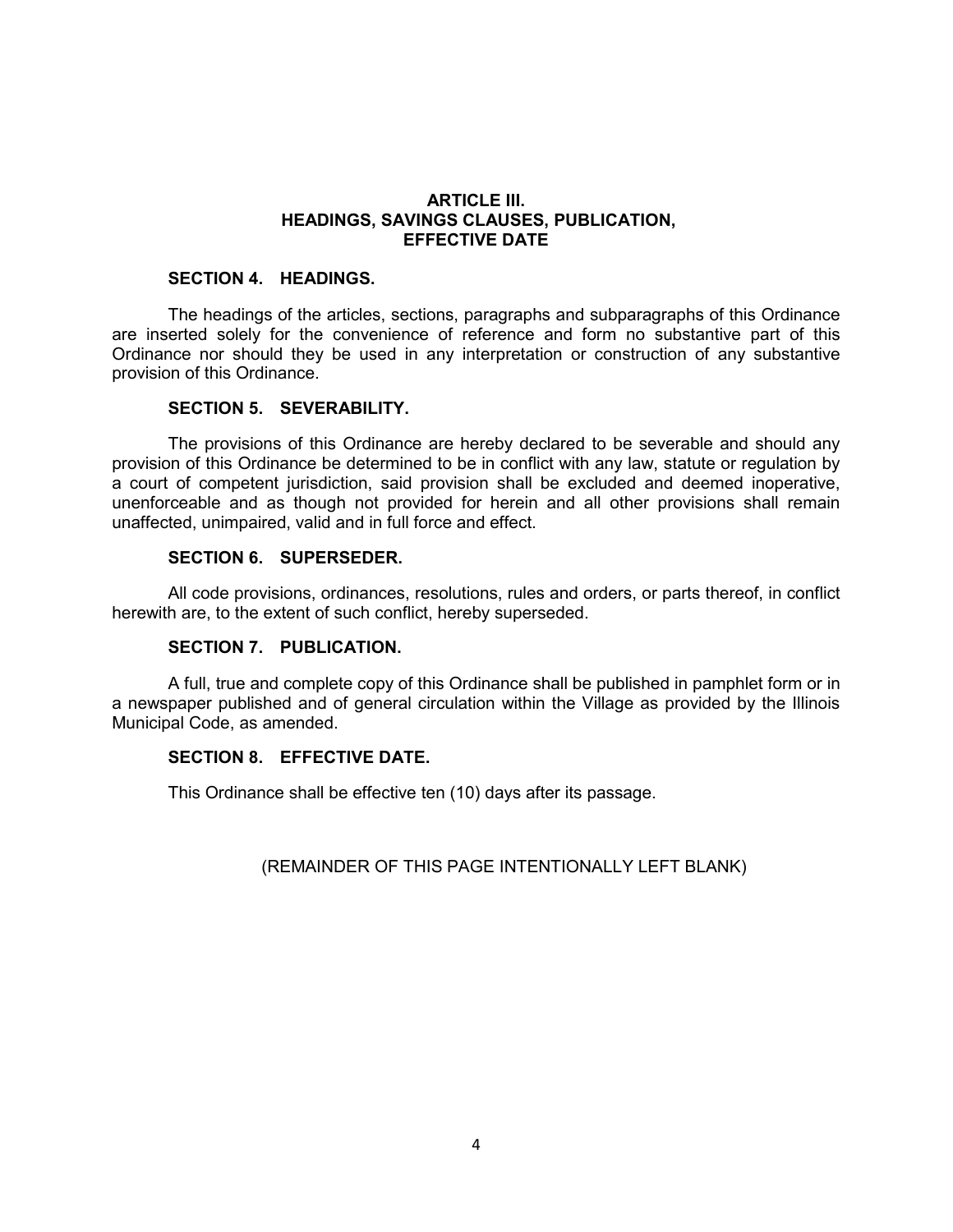## ARTICLE III.
## HEADINGS, SAVINGS CLAUSES, PUBLICATION, EFFECTIVE DATE

### SECTION 4. HEADINGS.

The headings of the articles, sections, paragraphs and subparagraphs of this Ordinance are inserted solely for the convenience of reference and form no substantive part of this Ordinance nor should they be used in any interpretation or construction of any substantive provision of this Ordinance.

### SECTION 5. SEVERABILITY.

The provisions of this Ordinance are hereby declared to be severable and should any provision of this Ordinance be determined to be in conflict with any law, statute or regulation by a court of competent jurisdiction, said provision shall be excluded and deemed inoperative, unenforceable and as though not provided for herein and all other provisions shall remain unaffected, unimpaired, valid and in full force and effect.

### SECTION 6. SUPERSEDER.

All code provisions, ordinances, resolutions, rules and orders, or parts thereof, in conflict herewith are, to the extent of such conflict, hereby superseded.

### SECTION 7. PUBLICATION.

A full, true and complete copy of this Ordinance shall be published in pamphlet form or in a newspaper published and of general circulation within the Village as provided by the Illinois Municipal Code, as amended.

### SECTION 8. EFFECTIVE DATE.

This Ordinance shall be effective ten (10) days after its passage.

(REMAINDER OF THIS PAGE INTENTIONALLY LEFT BLANK)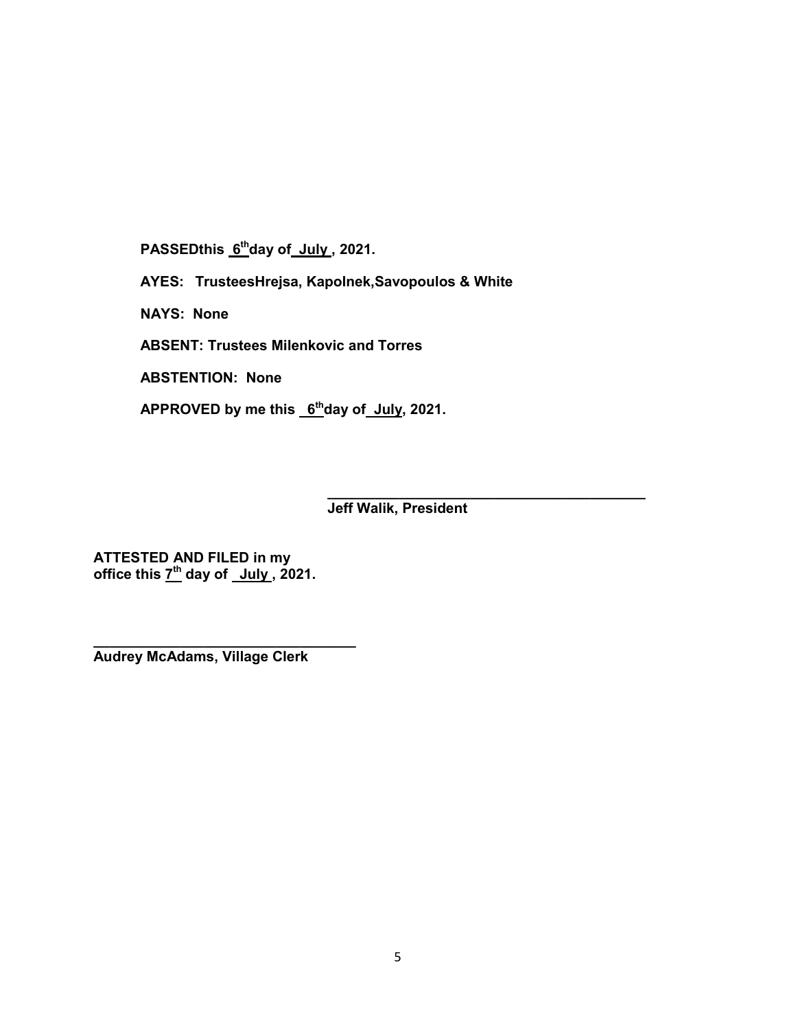**PASSEDthis 6th day of July , 2021.**

**AYES: TrusteesHrejsa, Kapolnek,Savopoulos & White**

**NAYS: None**

**ABSENT: Trustees Milenkovic and Torres**

**ABSTENTION: None**

**APPROVED by me this 6th day of July, 2021.**

\_\_\_\_\_\_\_\_\_\_\_\_\_\_\_\_\_\_\_\_\_\_\_\_\_\_\_\_\_\_\_\_\_\_\_\_\_\_\_\_\_\_
**Jeff Walik, President**

**ATTESTED AND FILED in my office this 7th day of July , 2021.**

\_\_\_\_\_\_\_\_\_\_\_\_\_\_\_\_\_\_\_\_\_\_\_\_\_\_\_\_\_\_\_\_\_\_\_
**Audrey McAdams, Village Clerk**